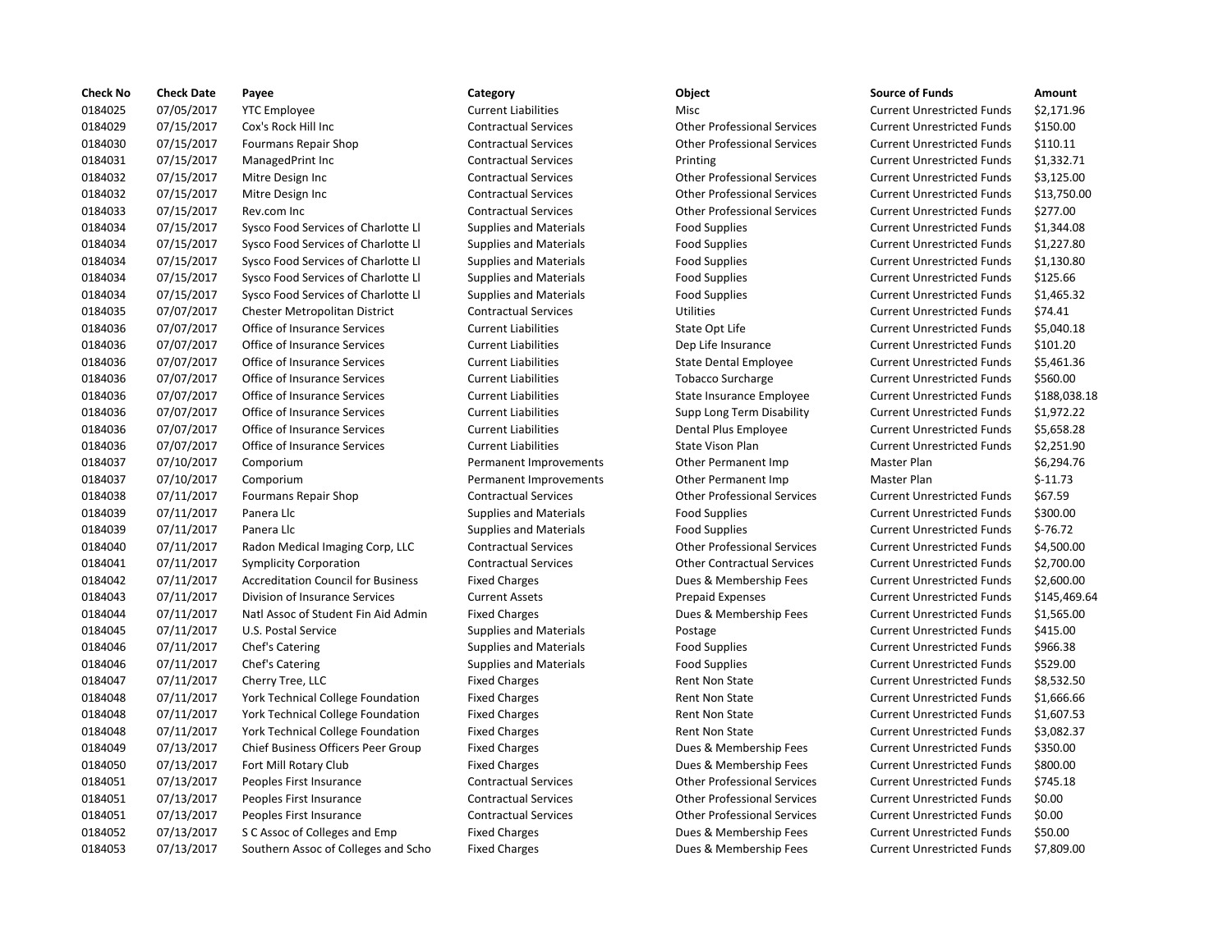| Check No | Check Date | Payee | Category | Object | Source of Funds | Amount |
|---|---|---|---|---|---|---|
| 0184025 | 07/05/2017 | YTC Employee | Current Liabilities | Misc | Current Unrestricted Funds | $2,171.96 |
| 0184029 | 07/15/2017 | Cox's Rock Hill Inc | Contractual Services | Other Professional Services | Current Unrestricted Funds | $150.00 |
| 0184030 | 07/15/2017 | Fourmans Repair Shop | Contractual Services | Other Professional Services | Current Unrestricted Funds | $110.11 |
| 0184031 | 07/15/2017 | ManagedPrint Inc | Contractual Services | Printing | Current Unrestricted Funds | $1,332.71 |
| 0184032 | 07/15/2017 | Mitre Design Inc | Contractual Services | Other Professional Services | Current Unrestricted Funds | $3,125.00 |
| 0184032 | 07/15/2017 | Mitre Design Inc | Contractual Services | Other Professional Services | Current Unrestricted Funds | $13,750.00 |
| 0184033 | 07/15/2017 | Rev.com Inc | Contractual Services | Other Professional Services | Current Unrestricted Funds | $277.00 |
| 0184034 | 07/15/2017 | Sysco Food Services of Charlotte Ll | Supplies and Materials | Food Supplies | Current Unrestricted Funds | $1,344.08 |
| 0184034 | 07/15/2017 | Sysco Food Services of Charlotte Ll | Supplies and Materials | Food Supplies | Current Unrestricted Funds | $1,227.80 |
| 0184034 | 07/15/2017 | Sysco Food Services of Charlotte Ll | Supplies and Materials | Food Supplies | Current Unrestricted Funds | $1,130.80 |
| 0184034 | 07/15/2017 | Sysco Food Services of Charlotte Ll | Supplies and Materials | Food Supplies | Current Unrestricted Funds | $125.66 |
| 0184034 | 07/15/2017 | Sysco Food Services of Charlotte Ll | Supplies and Materials | Food Supplies | Current Unrestricted Funds | $1,465.32 |
| 0184035 | 07/07/2017 | Chester Metropolitan District | Contractual Services | Utilities | Current Unrestricted Funds | $74.41 |
| 0184036 | 07/07/2017 | Office of Insurance Services | Current Liabilities | State Opt Life | Current Unrestricted Funds | $5,040.18 |
| 0184036 | 07/07/2017 | Office of Insurance Services | Current Liabilities | Dep Life Insurance | Current Unrestricted Funds | $101.20 |
| 0184036 | 07/07/2017 | Office of Insurance Services | Current Liabilities | State Dental Employee | Current Unrestricted Funds | $5,461.36 |
| 0184036 | 07/07/2017 | Office of Insurance Services | Current Liabilities | Tobacco Surcharge | Current Unrestricted Funds | $560.00 |
| 0184036 | 07/07/2017 | Office of Insurance Services | Current Liabilities | State Insurance Employee | Current Unrestricted Funds | $188,038.18 |
| 0184036 | 07/07/2017 | Office of Insurance Services | Current Liabilities | Supp Long Term Disability | Current Unrestricted Funds | $1,972.22 |
| 0184036 | 07/07/2017 | Office of Insurance Services | Current Liabilities | Dental Plus Employee | Current Unrestricted Funds | $5,658.28 |
| 0184036 | 07/07/2017 | Office of Insurance Services | Current Liabilities | State Vison Plan | Current Unrestricted Funds | $2,251.90 |
| 0184037 | 07/10/2017 | Comporium | Permanent Improvements | Other Permanent Imp | Master Plan | $6,294.76 |
| 0184037 | 07/10/2017 | Comporium | Permanent Improvements | Other Permanent Imp | Master Plan | $-11.73 |
| 0184038 | 07/11/2017 | Fourmans Repair Shop | Contractual Services | Other Professional Services | Current Unrestricted Funds | $67.59 |
| 0184039 | 07/11/2017 | Panera Llc | Supplies and Materials | Food Supplies | Current Unrestricted Funds | $300.00 |
| 0184039 | 07/11/2017 | Panera Llc | Supplies and Materials | Food Supplies | Current Unrestricted Funds | $-76.72 |
| 0184040 | 07/11/2017 | Radon Medical Imaging Corp, LLC | Contractual Services | Other Professional Services | Current Unrestricted Funds | $4,500.00 |
| 0184041 | 07/11/2017 | Symplicity Corporation | Contractual Services | Other Contractual Services | Current Unrestricted Funds | $2,700.00 |
| 0184042 | 07/11/2017 | Accreditation Council for Business | Fixed Charges | Dues & Membership Fees | Current Unrestricted Funds | $2,600.00 |
| 0184043 | 07/11/2017 | Division of Insurance Services | Current Assets | Prepaid Expenses | Current Unrestricted Funds | $145,469.64 |
| 0184044 | 07/11/2017 | Natl Assoc of Student Fin Aid Admin | Fixed Charges | Dues & Membership Fees | Current Unrestricted Funds | $1,565.00 |
| 0184045 | 07/11/2017 | U.S. Postal Service | Supplies and Materials | Postage | Current Unrestricted Funds | $415.00 |
| 0184046 | 07/11/2017 | Chef's Catering | Supplies and Materials | Food Supplies | Current Unrestricted Funds | $966.38 |
| 0184046 | 07/11/2017 | Chef's Catering | Supplies and Materials | Food Supplies | Current Unrestricted Funds | $529.00 |
| 0184047 | 07/11/2017 | Cherry Tree, LLC | Fixed Charges | Rent Non State | Current Unrestricted Funds | $8,532.50 |
| 0184048 | 07/11/2017 | York Technical College Foundation | Fixed Charges | Rent Non State | Current Unrestricted Funds | $1,666.66 |
| 0184048 | 07/11/2017 | York Technical College Foundation | Fixed Charges | Rent Non State | Current Unrestricted Funds | $1,607.53 |
| 0184048 | 07/11/2017 | York Technical College Foundation | Fixed Charges | Rent Non State | Current Unrestricted Funds | $3,082.37 |
| 0184049 | 07/13/2017 | Chief Business Officers Peer Group | Fixed Charges | Dues & Membership Fees | Current Unrestricted Funds | $350.00 |
| 0184050 | 07/13/2017 | Fort Mill Rotary Club | Fixed Charges | Dues & Membership Fees | Current Unrestricted Funds | $800.00 |
| 0184051 | 07/13/2017 | Peoples First Insurance | Contractual Services | Other Professional Services | Current Unrestricted Funds | $745.18 |
| 0184051 | 07/13/2017 | Peoples First Insurance | Contractual Services | Other Professional Services | Current Unrestricted Funds | $0.00 |
| 0184051 | 07/13/2017 | Peoples First Insurance | Contractual Services | Other Professional Services | Current Unrestricted Funds | $0.00 |
| 0184052 | 07/13/2017 | S C Assoc of Colleges and Emp | Fixed Charges | Dues & Membership Fees | Current Unrestricted Funds | $50.00 |
| 0184053 | 07/13/2017 | Southern Assoc of Colleges and Scho | Fixed Charges | Dues & Membership Fees | Current Unrestricted Funds | $7,809.00 |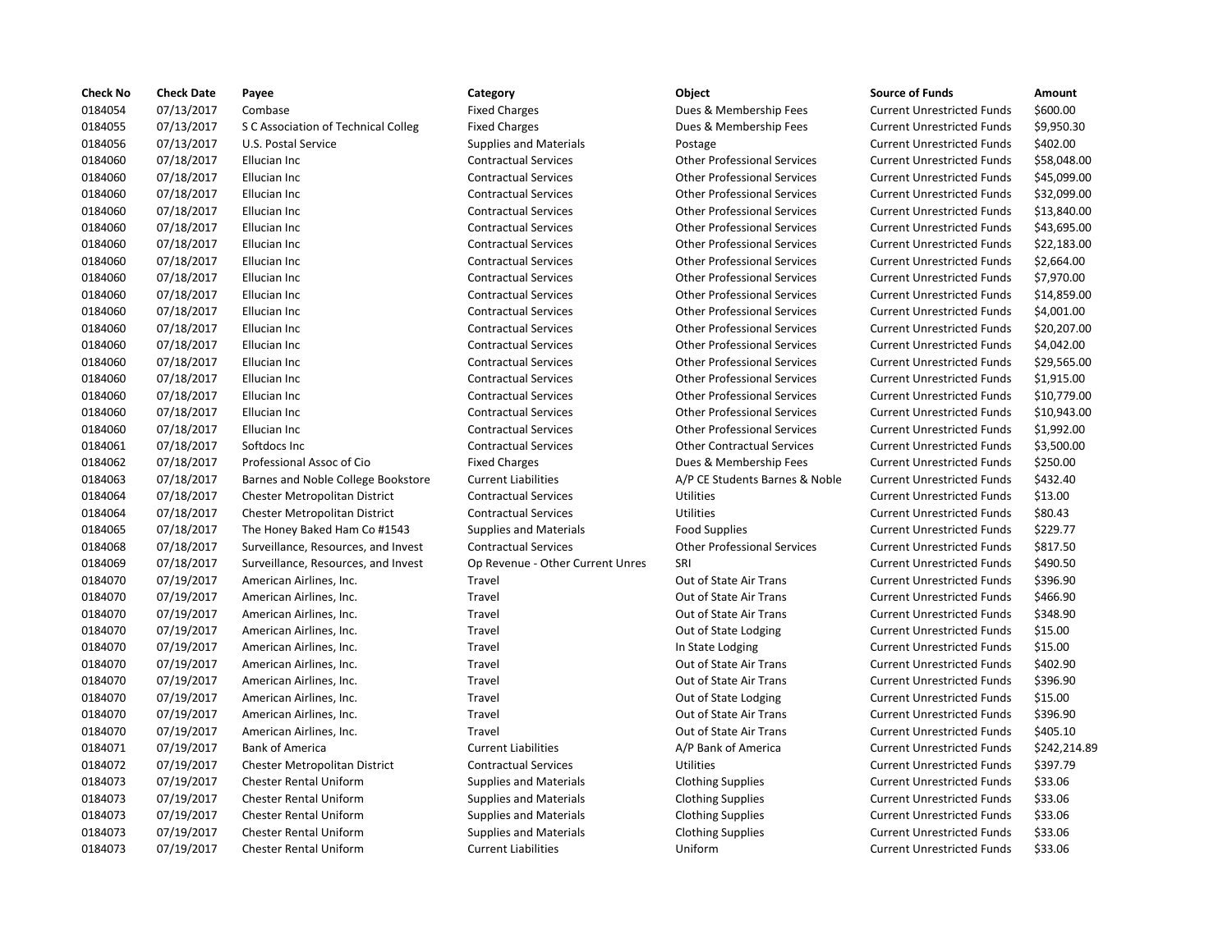| Check No | Check Date | Payee | Category | Object | Source of Funds | Amount |
|---|---|---|---|---|---|---|
| 0184054 | 07/13/2017 | Combase | Fixed Charges | Dues & Membership Fees | Current Unrestricted Funds | $600.00 |
| 0184055 | 07/13/2017 | S C Association of Technical Colleg | Fixed Charges | Dues & Membership Fees | Current Unrestricted Funds | $9,950.30 |
| 0184056 | 07/13/2017 | U.S. Postal Service | Supplies and Materials | Postage | Current Unrestricted Funds | $402.00 |
| 0184060 | 07/18/2017 | Ellucian Inc | Contractual Services | Other Professional Services | Current Unrestricted Funds | $58,048.00 |
| 0184060 | 07/18/2017 | Ellucian Inc | Contractual Services | Other Professional Services | Current Unrestricted Funds | $45,099.00 |
| 0184060 | 07/18/2017 | Ellucian Inc | Contractual Services | Other Professional Services | Current Unrestricted Funds | $32,099.00 |
| 0184060 | 07/18/2017 | Ellucian Inc | Contractual Services | Other Professional Services | Current Unrestricted Funds | $13,840.00 |
| 0184060 | 07/18/2017 | Ellucian Inc | Contractual Services | Other Professional Services | Current Unrestricted Funds | $43,695.00 |
| 0184060 | 07/18/2017 | Ellucian Inc | Contractual Services | Other Professional Services | Current Unrestricted Funds | $22,183.00 |
| 0184060 | 07/18/2017 | Ellucian Inc | Contractual Services | Other Professional Services | Current Unrestricted Funds | $2,664.00 |
| 0184060 | 07/18/2017 | Ellucian Inc | Contractual Services | Other Professional Services | Current Unrestricted Funds | $7,970.00 |
| 0184060 | 07/18/2017 | Ellucian Inc | Contractual Services | Other Professional Services | Current Unrestricted Funds | $14,859.00 |
| 0184060 | 07/18/2017 | Ellucian Inc | Contractual Services | Other Professional Services | Current Unrestricted Funds | $4,001.00 |
| 0184060 | 07/18/2017 | Ellucian Inc | Contractual Services | Other Professional Services | Current Unrestricted Funds | $20,207.00 |
| 0184060 | 07/18/2017 | Ellucian Inc | Contractual Services | Other Professional Services | Current Unrestricted Funds | $4,042.00 |
| 0184060 | 07/18/2017 | Ellucian Inc | Contractual Services | Other Professional Services | Current Unrestricted Funds | $29,565.00 |
| 0184060 | 07/18/2017 | Ellucian Inc | Contractual Services | Other Professional Services | Current Unrestricted Funds | $1,915.00 |
| 0184060 | 07/18/2017 | Ellucian Inc | Contractual Services | Other Professional Services | Current Unrestricted Funds | $10,779.00 |
| 0184060 | 07/18/2017 | Ellucian Inc | Contractual Services | Other Professional Services | Current Unrestricted Funds | $10,943.00 |
| 0184060 | 07/18/2017 | Ellucian Inc | Contractual Services | Other Professional Services | Current Unrestricted Funds | $1,992.00 |
| 0184061 | 07/18/2017 | Softdocs Inc | Contractual Services | Other Contractual Services | Current Unrestricted Funds | $3,500.00 |
| 0184062 | 07/18/2017 | Professional Assoc of Cio | Fixed Charges | Dues & Membership Fees | Current Unrestricted Funds | $250.00 |
| 0184063 | 07/18/2017 | Barnes and Noble College Bookstore | Current Liabilities | A/P CE Students Barnes & Noble | Current Unrestricted Funds | $432.40 |
| 0184064 | 07/18/2017 | Chester Metropolitan District | Contractual Services | Utilities | Current Unrestricted Funds | $13.00 |
| 0184064 | 07/18/2017 | Chester Metropolitan District | Contractual Services | Utilities | Current Unrestricted Funds | $80.43 |
| 0184065 | 07/18/2017 | The Honey Baked Ham Co #1543 | Supplies and Materials | Food Supplies | Current Unrestricted Funds | $229.77 |
| 0184068 | 07/18/2017 | Surveillance, Resources, and Invest | Contractual Services | Other Professional Services | Current Unrestricted Funds | $817.50 |
| 0184069 | 07/18/2017 | Surveillance, Resources, and Invest | Op Revenue - Other Current Unres | SRI | Current Unrestricted Funds | $490.50 |
| 0184070 | 07/19/2017 | American Airlines, Inc. | Travel | Out of State Air Trans | Current Unrestricted Funds | $396.90 |
| 0184070 | 07/19/2017 | American Airlines, Inc. | Travel | Out of State Air Trans | Current Unrestricted Funds | $466.90 |
| 0184070 | 07/19/2017 | American Airlines, Inc. | Travel | Out of State Air Trans | Current Unrestricted Funds | $348.90 |
| 0184070 | 07/19/2017 | American Airlines, Inc. | Travel | Out of State Lodging | Current Unrestricted Funds | $15.00 |
| 0184070 | 07/19/2017 | American Airlines, Inc. | Travel | In State Lodging | Current Unrestricted Funds | $15.00 |
| 0184070 | 07/19/2017 | American Airlines, Inc. | Travel | Out of State Air Trans | Current Unrestricted Funds | $402.90 |
| 0184070 | 07/19/2017 | American Airlines, Inc. | Travel | Out of State Air Trans | Current Unrestricted Funds | $396.90 |
| 0184070 | 07/19/2017 | American Airlines, Inc. | Travel | Out of State Lodging | Current Unrestricted Funds | $15.00 |
| 0184070 | 07/19/2017 | American Airlines, Inc. | Travel | Out of State Air Trans | Current Unrestricted Funds | $396.90 |
| 0184070 | 07/19/2017 | American Airlines, Inc. | Travel | Out of State Air Trans | Current Unrestricted Funds | $405.10 |
| 0184071 | 07/19/2017 | Bank of America | Current Liabilities | A/P Bank of America | Current Unrestricted Funds | $242,214.89 |
| 0184072 | 07/19/2017 | Chester Metropolitan District | Contractual Services | Utilities | Current Unrestricted Funds | $397.79 |
| 0184073 | 07/19/2017 | Chester Rental Uniform | Supplies and Materials | Clothing Supplies | Current Unrestricted Funds | $33.06 |
| 0184073 | 07/19/2017 | Chester Rental Uniform | Supplies and Materials | Clothing Supplies | Current Unrestricted Funds | $33.06 |
| 0184073 | 07/19/2017 | Chester Rental Uniform | Supplies and Materials | Clothing Supplies | Current Unrestricted Funds | $33.06 |
| 0184073 | 07/19/2017 | Chester Rental Uniform | Supplies and Materials | Clothing Supplies | Current Unrestricted Funds | $33.06 |
| 0184073 | 07/19/2017 | Chester Rental Uniform | Current Liabilities | Uniform | Current Unrestricted Funds | $33.06 |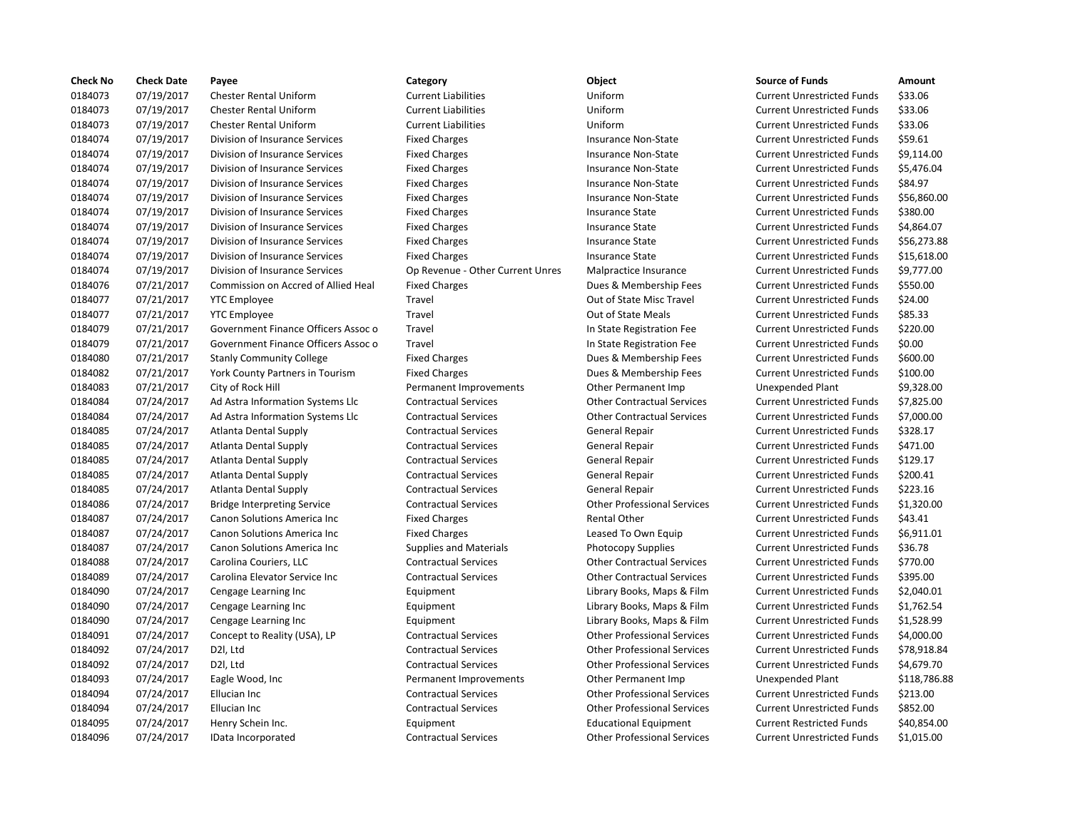| Check No | Check Date | Payee | Category | Object | Source of Funds | Amount |
|---|---|---|---|---|---|---|
| 0184073 | 07/19/2017 | Chester Rental Uniform | Current Liabilities | Uniform | Current Unrestricted Funds | $33.06 |
| 0184073 | 07/19/2017 | Chester Rental Uniform | Current Liabilities | Uniform | Current Unrestricted Funds | $33.06 |
| 0184073 | 07/19/2017 | Chester Rental Uniform | Current Liabilities | Uniform | Current Unrestricted Funds | $33.06 |
| 0184074 | 07/19/2017 | Division of Insurance Services | Fixed Charges | Insurance Non-State | Current Unrestricted Funds | $59.61 |
| 0184074 | 07/19/2017 | Division of Insurance Services | Fixed Charges | Insurance Non-State | Current Unrestricted Funds | $9,114.00 |
| 0184074 | 07/19/2017 | Division of Insurance Services | Fixed Charges | Insurance Non-State | Current Unrestricted Funds | $5,476.04 |
| 0184074 | 07/19/2017 | Division of Insurance Services | Fixed Charges | Insurance Non-State | Current Unrestricted Funds | $84.97 |
| 0184074 | 07/19/2017 | Division of Insurance Services | Fixed Charges | Insurance Non-State | Current Unrestricted Funds | $56,860.00 |
| 0184074 | 07/19/2017 | Division of Insurance Services | Fixed Charges | Insurance State | Current Unrestricted Funds | $380.00 |
| 0184074 | 07/19/2017 | Division of Insurance Services | Fixed Charges | Insurance State | Current Unrestricted Funds | $4,864.07 |
| 0184074 | 07/19/2017 | Division of Insurance Services | Fixed Charges | Insurance State | Current Unrestricted Funds | $56,273.88 |
| 0184074 | 07/19/2017 | Division of Insurance Services | Fixed Charges | Insurance State | Current Unrestricted Funds | $15,618.00 |
| 0184074 | 07/19/2017 | Division of Insurance Services | Op Revenue - Other Current Unres | Malpractice Insurance | Current Unrestricted Funds | $9,777.00 |
| 0184076 | 07/21/2017 | Commission on Accred of Allied Heal | Fixed Charges | Dues & Membership Fees | Current Unrestricted Funds | $550.00 |
| 0184077 | 07/21/2017 | YTC Employee | Travel | Out of State Misc Travel | Current Unrestricted Funds | $24.00 |
| 0184077 | 07/21/2017 | YTC Employee | Travel | Out of State Meals | Current Unrestricted Funds | $85.33 |
| 0184079 | 07/21/2017 | Government Finance Officers Assoc o | Travel | In State Registration Fee | Current Unrestricted Funds | $220.00 |
| 0184079 | 07/21/2017 | Government Finance Officers Assoc o | Travel | In State Registration Fee | Current Unrestricted Funds | $0.00 |
| 0184080 | 07/21/2017 | Stanly Community College | Fixed Charges | Dues & Membership Fees | Current Unrestricted Funds | $600.00 |
| 0184082 | 07/21/2017 | York County Partners in Tourism | Fixed Charges | Dues & Membership Fees | Current Unrestricted Funds | $100.00 |
| 0184083 | 07/21/2017 | City of Rock Hill | Permanent Improvements | Other Permanent Imp | Unexpended Plant | $9,328.00 |
| 0184084 | 07/24/2017 | Ad Astra Information Systems Llc | Contractual Services | Other Contractual Services | Current Unrestricted Funds | $7,825.00 |
| 0184084 | 07/24/2017 | Ad Astra Information Systems Llc | Contractual Services | Other Contractual Services | Current Unrestricted Funds | $7,000.00 |
| 0184085 | 07/24/2017 | Atlanta Dental Supply | Contractual Services | General Repair | Current Unrestricted Funds | $328.17 |
| 0184085 | 07/24/2017 | Atlanta Dental Supply | Contractual Services | General Repair | Current Unrestricted Funds | $471.00 |
| 0184085 | 07/24/2017 | Atlanta Dental Supply | Contractual Services | General Repair | Current Unrestricted Funds | $129.17 |
| 0184085 | 07/24/2017 | Atlanta Dental Supply | Contractual Services | General Repair | Current Unrestricted Funds | $200.41 |
| 0184085 | 07/24/2017 | Atlanta Dental Supply | Contractual Services | General Repair | Current Unrestricted Funds | $223.16 |
| 0184086 | 07/24/2017 | Bridge Interpreting Service | Contractual Services | Other Professional Services | Current Unrestricted Funds | $1,320.00 |
| 0184087 | 07/24/2017 | Canon Solutions America Inc | Fixed Charges | Rental Other | Current Unrestricted Funds | $43.41 |
| 0184087 | 07/24/2017 | Canon Solutions America Inc | Fixed Charges | Leased To Own Equip | Current Unrestricted Funds | $6,911.01 |
| 0184087 | 07/24/2017 | Canon Solutions America Inc | Supplies and Materials | Photocopy Supplies | Current Unrestricted Funds | $36.78 |
| 0184088 | 07/24/2017 | Carolina Couriers, LLC | Contractual Services | Other Contractual Services | Current Unrestricted Funds | $770.00 |
| 0184089 | 07/24/2017 | Carolina Elevator Service Inc | Contractual Services | Other Contractual Services | Current Unrestricted Funds | $395.00 |
| 0184090 | 07/24/2017 | Cengage Learning Inc | Equipment | Library Books, Maps & Film | Current Unrestricted Funds | $2,040.01 |
| 0184090 | 07/24/2017 | Cengage Learning Inc | Equipment | Library Books, Maps & Film | Current Unrestricted Funds | $1,762.54 |
| 0184090 | 07/24/2017 | Cengage Learning Inc | Equipment | Library Books, Maps & Film | Current Unrestricted Funds | $1,528.99 |
| 0184091 | 07/24/2017 | Concept to Reality (USA), LP | Contractual Services | Other Professional Services | Current Unrestricted Funds | $4,000.00 |
| 0184092 | 07/24/2017 | D2l, Ltd | Contractual Services | Other Professional Services | Current Unrestricted Funds | $78,918.84 |
| 0184092 | 07/24/2017 | D2l, Ltd | Contractual Services | Other Professional Services | Current Unrestricted Funds | $4,679.70 |
| 0184093 | 07/24/2017 | Eagle Wood, Inc | Permanent Improvements | Other Permanent Imp | Unexpended Plant | $118,786.88 |
| 0184094 | 07/24/2017 | Ellucian Inc | Contractual Services | Other Professional Services | Current Unrestricted Funds | $213.00 |
| 0184094 | 07/24/2017 | Ellucian Inc | Contractual Services | Other Professional Services | Current Unrestricted Funds | $852.00 |
| 0184095 | 07/24/2017 | Henry Schein Inc. | Equipment | Educational Equipment | Current Restricted Funds | $40,854.00 |
| 0184096 | 07/24/2017 | IData Incorporated | Contractual Services | Other Professional Services | Current Unrestricted Funds | $1,015.00 |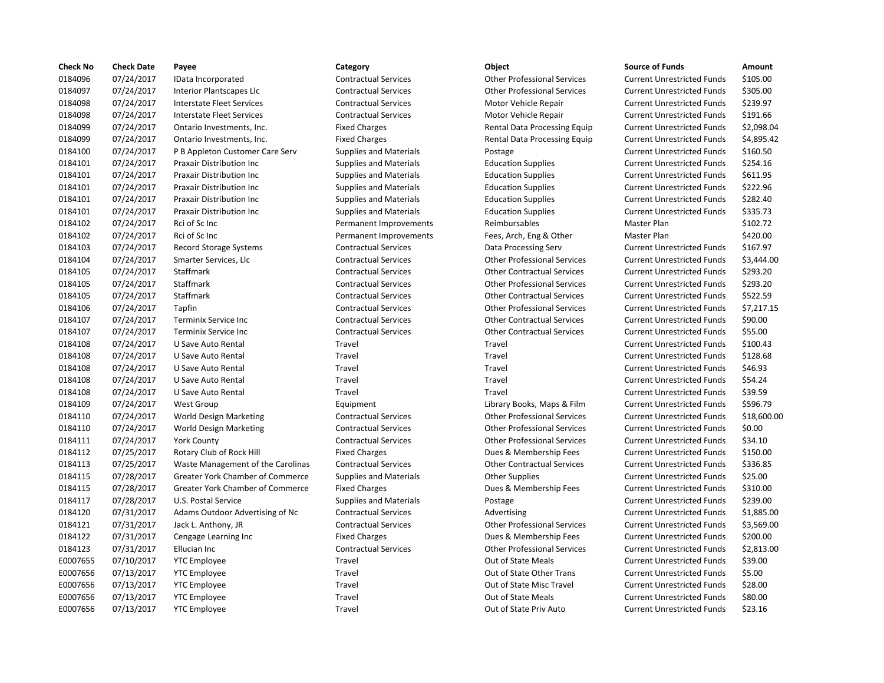| Check No | Check Date | Payee | Category | Object | Source of Funds | Amount |
|---|---|---|---|---|---|---|
| 0184096 | 07/24/2017 | IData Incorporated | Contractual Services | Other Professional Services | Current Unrestricted Funds | $105.00 |
| 0184097 | 07/24/2017 | Interior Plantscapes Llc | Contractual Services | Other Professional Services | Current Unrestricted Funds | $305.00 |
| 0184098 | 07/24/2017 | Interstate Fleet Services | Contractual Services | Motor Vehicle Repair | Current Unrestricted Funds | $239.97 |
| 0184098 | 07/24/2017 | Interstate Fleet Services | Contractual Services | Motor Vehicle Repair | Current Unrestricted Funds | $191.66 |
| 0184099 | 07/24/2017 | Ontario Investments, Inc. | Fixed Charges | Rental Data Processing Equip | Current Unrestricted Funds | $2,098.04 |
| 0184099 | 07/24/2017 | Ontario Investments, Inc. | Fixed Charges | Rental Data Processing Equip | Current Unrestricted Funds | $4,895.42 |
| 0184100 | 07/24/2017 | P B Appleton Customer Care Serv | Supplies and Materials | Postage | Current Unrestricted Funds | $160.50 |
| 0184101 | 07/24/2017 | Praxair Distribution Inc | Supplies and Materials | Education Supplies | Current Unrestricted Funds | $254.16 |
| 0184101 | 07/24/2017 | Praxair Distribution Inc | Supplies and Materials | Education Supplies | Current Unrestricted Funds | $611.95 |
| 0184101 | 07/24/2017 | Praxair Distribution Inc | Supplies and Materials | Education Supplies | Current Unrestricted Funds | $222.96 |
| 0184101 | 07/24/2017 | Praxair Distribution Inc | Supplies and Materials | Education Supplies | Current Unrestricted Funds | $282.40 |
| 0184101 | 07/24/2017 | Praxair Distribution Inc | Supplies and Materials | Education Supplies | Current Unrestricted Funds | $335.73 |
| 0184102 | 07/24/2017 | Rci of Sc Inc | Permanent Improvements | Reimbursables | Master Plan | $102.72 |
| 0184102 | 07/24/2017 | Rci of Sc Inc | Permanent Improvements | Fees, Arch, Eng & Other | Master Plan | $420.00 |
| 0184103 | 07/24/2017 | Record Storage Systems | Contractual Services | Data Processing Serv | Current Unrestricted Funds | $167.97 |
| 0184104 | 07/24/2017 | Smarter Services, Llc | Contractual Services | Other Professional Services | Current Unrestricted Funds | $3,444.00 |
| 0184105 | 07/24/2017 | Staffmark | Contractual Services | Other Contractual Services | Current Unrestricted Funds | $293.20 |
| 0184105 | 07/24/2017 | Staffmark | Contractual Services | Other Professional Services | Current Unrestricted Funds | $293.20 |
| 0184105 | 07/24/2017 | Staffmark | Contractual Services | Other Contractual Services | Current Unrestricted Funds | $522.59 |
| 0184106 | 07/24/2017 | Tapfin | Contractual Services | Other Professional Services | Current Unrestricted Funds | $7,217.15 |
| 0184107 | 07/24/2017 | Terminix Service Inc | Contractual Services | Other Contractual Services | Current Unrestricted Funds | $90.00 |
| 0184107 | 07/24/2017 | Terminix Service Inc | Contractual Services | Other Contractual Services | Current Unrestricted Funds | $55.00 |
| 0184108 | 07/24/2017 | U Save Auto Rental | Travel | Travel | Current Unrestricted Funds | $100.43 |
| 0184108 | 07/24/2017 | U Save Auto Rental | Travel | Travel | Current Unrestricted Funds | $128.68 |
| 0184108 | 07/24/2017 | U Save Auto Rental | Travel | Travel | Current Unrestricted Funds | $46.93 |
| 0184108 | 07/24/2017 | U Save Auto Rental | Travel | Travel | Current Unrestricted Funds | $54.24 |
| 0184108 | 07/24/2017 | U Save Auto Rental | Travel | Travel | Current Unrestricted Funds | $39.59 |
| 0184109 | 07/24/2017 | West Group | Equipment | Library Books, Maps & Film | Current Unrestricted Funds | $596.79 |
| 0184110 | 07/24/2017 | World Design Marketing | Contractual Services | Other Professional Services | Current Unrestricted Funds | $18,600.00 |
| 0184110 | 07/24/2017 | World Design Marketing | Contractual Services | Other Professional Services | Current Unrestricted Funds | $0.00 |
| 0184111 | 07/24/2017 | York County | Contractual Services | Other Professional Services | Current Unrestricted Funds | $34.10 |
| 0184112 | 07/25/2017 | Rotary Club of Rock Hill | Fixed Charges | Dues & Membership Fees | Current Unrestricted Funds | $150.00 |
| 0184113 | 07/25/2017 | Waste Management of the Carolinas | Contractual Services | Other Contractual Services | Current Unrestricted Funds | $336.85 |
| 0184115 | 07/28/2017 | Greater York Chamber of Commerce | Supplies and Materials | Other Supplies | Current Unrestricted Funds | $25.00 |
| 0184115 | 07/28/2017 | Greater York Chamber of Commerce | Fixed Charges | Dues & Membership Fees | Current Unrestricted Funds | $310.00 |
| 0184117 | 07/28/2017 | U.S. Postal Service | Supplies and Materials | Postage | Current Unrestricted Funds | $239.00 |
| 0184120 | 07/31/2017 | Adams Outdoor Advertising of Nc | Contractual Services | Advertising | Current Unrestricted Funds | $1,885.00 |
| 0184121 | 07/31/2017 | Jack L. Anthony, JR | Contractual Services | Other Professional Services | Current Unrestricted Funds | $3,569.00 |
| 0184122 | 07/31/2017 | Cengage Learning Inc | Fixed Charges | Dues & Membership Fees | Current Unrestricted Funds | $200.00 |
| 0184123 | 07/31/2017 | Ellucian Inc | Contractual Services | Other Professional Services | Current Unrestricted Funds | $2,813.00 |
| E0007655 | 07/10/2017 | YTC Employee | Travel | Out of State Meals | Current Unrestricted Funds | $39.00 |
| E0007656 | 07/13/2017 | YTC Employee | Travel | Out of State Other Trans | Current Unrestricted Funds | $5.00 |
| E0007656 | 07/13/2017 | YTC Employee | Travel | Out of State Misc Travel | Current Unrestricted Funds | $28.00 |
| E0007656 | 07/13/2017 | YTC Employee | Travel | Out of State Meals | Current Unrestricted Funds | $80.00 |
| E0007656 | 07/13/2017 | YTC Employee | Travel | Out of State Priv Auto | Current Unrestricted Funds | $23.16 |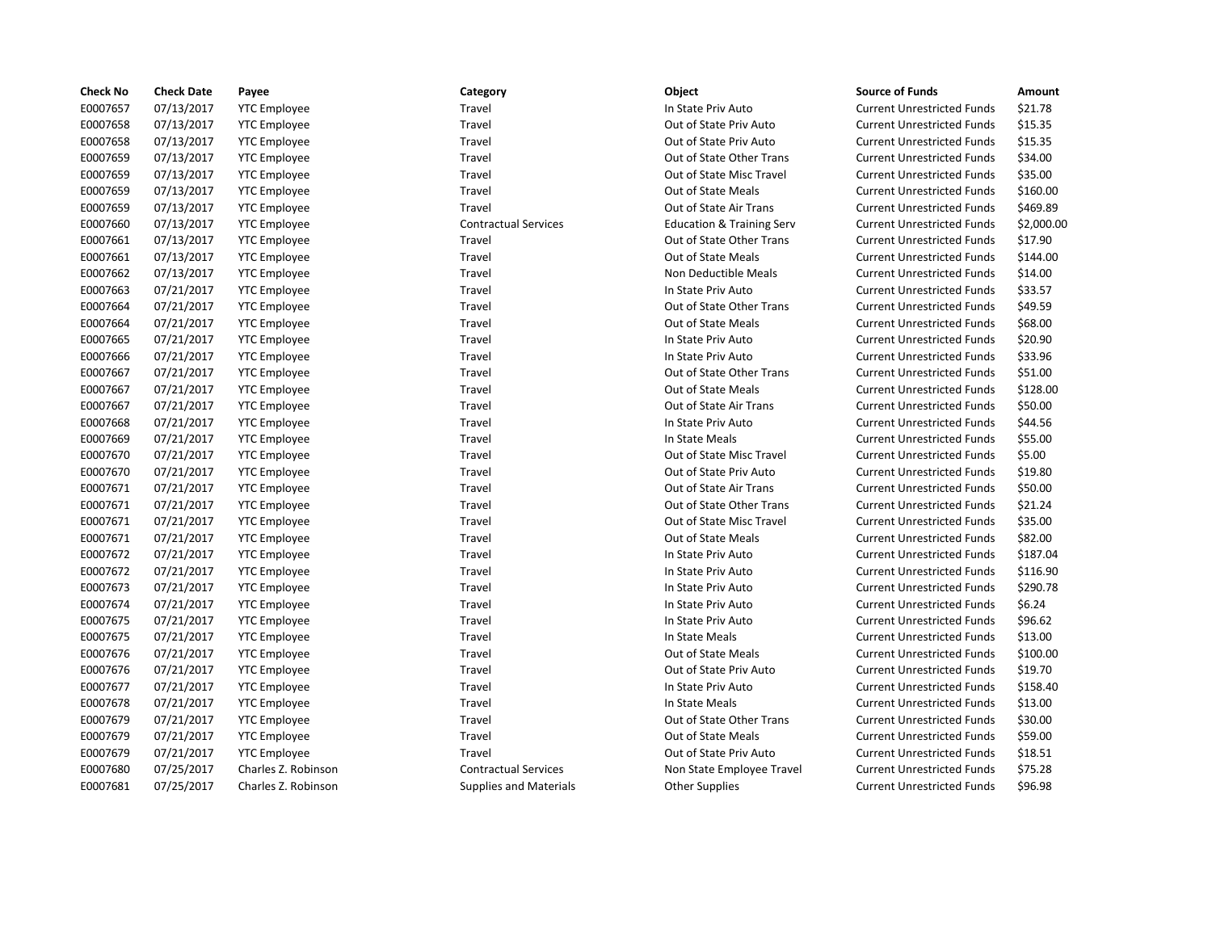| Check No | Check Date | Payee | Category | Object | Source of Funds | Amount |
|---|---|---|---|---|---|---|
| E0007657 | 07/13/2017 | YTC Employee | Travel | In State Priv Auto | Current Unrestricted Funds | $21.78 |
| E0007658 | 07/13/2017 | YTC Employee | Travel | Out of State Priv Auto | Current Unrestricted Funds | $15.35 |
| E0007658 | 07/13/2017 | YTC Employee | Travel | Out of State Priv Auto | Current Unrestricted Funds | $15.35 |
| E0007659 | 07/13/2017 | YTC Employee | Travel | Out of State Other Trans | Current Unrestricted Funds | $34.00 |
| E0007659 | 07/13/2017 | YTC Employee | Travel | Out of State Misc Travel | Current Unrestricted Funds | $35.00 |
| E0007659 | 07/13/2017 | YTC Employee | Travel | Out of State Meals | Current Unrestricted Funds | $160.00 |
| E0007659 | 07/13/2017 | YTC Employee | Travel | Out of State Air Trans | Current Unrestricted Funds | $469.89 |
| E0007660 | 07/13/2017 | YTC Employee | Contractual Services | Education & Training Serv | Current Unrestricted Funds | $2,000.00 |
| E0007661 | 07/13/2017 | YTC Employee | Travel | Out of State Other Trans | Current Unrestricted Funds | $17.90 |
| E0007661 | 07/13/2017 | YTC Employee | Travel | Out of State Meals | Current Unrestricted Funds | $144.00 |
| E0007662 | 07/13/2017 | YTC Employee | Travel | Non Deductible Meals | Current Unrestricted Funds | $14.00 |
| E0007663 | 07/21/2017 | YTC Employee | Travel | In State Priv Auto | Current Unrestricted Funds | $33.57 |
| E0007664 | 07/21/2017 | YTC Employee | Travel | Out of State Other Trans | Current Unrestricted Funds | $49.59 |
| E0007664 | 07/21/2017 | YTC Employee | Travel | Out of State Meals | Current Unrestricted Funds | $68.00 |
| E0007665 | 07/21/2017 | YTC Employee | Travel | In State Priv Auto | Current Unrestricted Funds | $20.90 |
| E0007666 | 07/21/2017 | YTC Employee | Travel | In State Priv Auto | Current Unrestricted Funds | $33.96 |
| E0007667 | 07/21/2017 | YTC Employee | Travel | Out of State Other Trans | Current Unrestricted Funds | $51.00 |
| E0007667 | 07/21/2017 | YTC Employee | Travel | Out of State Meals | Current Unrestricted Funds | $128.00 |
| E0007667 | 07/21/2017 | YTC Employee | Travel | Out of State Air Trans | Current Unrestricted Funds | $50.00 |
| E0007668 | 07/21/2017 | YTC Employee | Travel | In State Priv Auto | Current Unrestricted Funds | $44.56 |
| E0007669 | 07/21/2017 | YTC Employee | Travel | In State Meals | Current Unrestricted Funds | $55.00 |
| E0007670 | 07/21/2017 | YTC Employee | Travel | Out of State Misc Travel | Current Unrestricted Funds | $5.00 |
| E0007670 | 07/21/2017 | YTC Employee | Travel | Out of State Priv Auto | Current Unrestricted Funds | $19.80 |
| E0007671 | 07/21/2017 | YTC Employee | Travel | Out of State Air Trans | Current Unrestricted Funds | $50.00 |
| E0007671 | 07/21/2017 | YTC Employee | Travel | Out of State Other Trans | Current Unrestricted Funds | $21.24 |
| E0007671 | 07/21/2017 | YTC Employee | Travel | Out of State Misc Travel | Current Unrestricted Funds | $35.00 |
| E0007671 | 07/21/2017 | YTC Employee | Travel | Out of State Meals | Current Unrestricted Funds | $82.00 |
| E0007672 | 07/21/2017 | YTC Employee | Travel | In State Priv Auto | Current Unrestricted Funds | $187.04 |
| E0007672 | 07/21/2017 | YTC Employee | Travel | In State Priv Auto | Current Unrestricted Funds | $116.90 |
| E0007673 | 07/21/2017 | YTC Employee | Travel | In State Priv Auto | Current Unrestricted Funds | $290.78 |
| E0007674 | 07/21/2017 | YTC Employee | Travel | In State Priv Auto | Current Unrestricted Funds | $6.24 |
| E0007675 | 07/21/2017 | YTC Employee | Travel | In State Priv Auto | Current Unrestricted Funds | $96.62 |
| E0007675 | 07/21/2017 | YTC Employee | Travel | In State Meals | Current Unrestricted Funds | $13.00 |
| E0007676 | 07/21/2017 | YTC Employee | Travel | Out of State Meals | Current Unrestricted Funds | $100.00 |
| E0007676 | 07/21/2017 | YTC Employee | Travel | Out of State Priv Auto | Current Unrestricted Funds | $19.70 |
| E0007677 | 07/21/2017 | YTC Employee | Travel | In State Priv Auto | Current Unrestricted Funds | $158.40 |
| E0007678 | 07/21/2017 | YTC Employee | Travel | In State Meals | Current Unrestricted Funds | $13.00 |
| E0007679 | 07/21/2017 | YTC Employee | Travel | Out of State Other Trans | Current Unrestricted Funds | $30.00 |
| E0007679 | 07/21/2017 | YTC Employee | Travel | Out of State Meals | Current Unrestricted Funds | $59.00 |
| E0007679 | 07/21/2017 | YTC Employee | Travel | Out of State Priv Auto | Current Unrestricted Funds | $18.51 |
| E0007680 | 07/25/2017 | Charles Z. Robinson | Contractual Services | Non State Employee Travel | Current Unrestricted Funds | $75.28 |
| E0007681 | 07/25/2017 | Charles Z. Robinson | Supplies and Materials | Other Supplies | Current Unrestricted Funds | $96.98 |